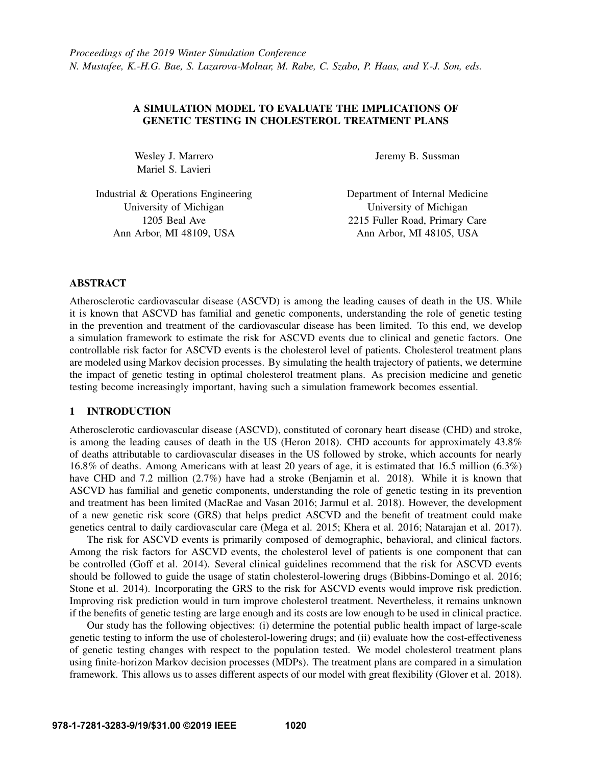*Proceedings of the 2019 Winter Simulation Conference*
*N. Mustafee, K.-H.G. Bae, S. Lazarova-Molnar, M. Rabe, C. Szabo, P. Haas, and Y.-J. Son, eds.*

# A SIMULATION MODEL TO EVALUATE THE IMPLICATIONS OF GENETIC TESTING IN CHOLESTEROL TREATMENT PLANS

Wesley J. Marrero
Mariel S. Lavieri

Industrial & Operations Engineering
University of Michigan
1205 Beal Ave
Ann Arbor, MI 48109, USA

Jeremy B. Sussman

Department of Internal Medicine
University of Michigan
2215 Fuller Road, Primary Care
Ann Arbor, MI 48105, USA

## ABSTRACT

Atherosclerotic cardiovascular disease (ASCVD) is among the leading causes of death in the US. While it is known that ASCVD has familial and genetic components, understanding the role of genetic testing in the prevention and treatment of the cardiovascular disease has been limited. To this end, we develop a simulation framework to estimate the risk for ASCVD events due to clinical and genetic factors. One controllable risk factor for ASCVD events is the cholesterol level of patients. Cholesterol treatment plans are modeled using Markov decision processes. By simulating the health trajectory of patients, we determine the impact of genetic testing in optimal cholesterol treatment plans. As precision medicine and genetic testing become increasingly important, having such a simulation framework becomes essential.

## 1 INTRODUCTION

Atherosclerotic cardiovascular disease (ASCVD), constituted of coronary heart disease (CHD) and stroke, is among the leading causes of death in the US (Heron 2018). CHD accounts for approximately 43.8% of deaths attributable to cardiovascular diseases in the US followed by stroke, which accounts for nearly 16.8% of deaths. Among Americans with at least 20 years of age, it is estimated that 16.5 million (6.3%) have CHD and 7.2 million (2.7%) have had a stroke (Benjamin et al. 2018). While it is known that ASCVD has familial and genetic components, understanding the role of genetic testing in its prevention and treatment has been limited (MacRae and Vasan 2016; Jarmul et al. 2018). However, the development of a new genetic risk score (GRS) that helps predict ASCVD and the benefit of treatment could make genetics central to daily cardiovascular care (Mega et al. 2015; Khera et al. 2016; Natarajan et al. 2017).

The risk for ASCVD events is primarily composed of demographic, behavioral, and clinical factors. Among the risk factors for ASCVD events, the cholesterol level of patients is one component that can be controlled (Goff et al. 2014). Several clinical guidelines recommend that the risk for ASCVD events should be followed to guide the usage of statin cholesterol-lowering drugs (Bibbins-Domingo et al. 2016; Stone et al. 2014). Incorporating the GRS to the risk for ASCVD events would improve risk prediction. Improving risk prediction would in turn improve cholesterol treatment. Nevertheless, it remains unknown if the benefits of genetic testing are large enough and its costs are low enough to be used in clinical practice.

Our study has the following objectives: (i) determine the potential public health impact of large-scale genetic testing to inform the use of cholesterol-lowering drugs; and (ii) evaluate how the cost-effectiveness of genetic testing changes with respect to the population tested. We model cholesterol treatment plans using finite-horizon Markov decision processes (MDPs). The treatment plans are compared in a simulation framework. This allows us to asses different aspects of our model with great flexibility (Glover et al. 2018).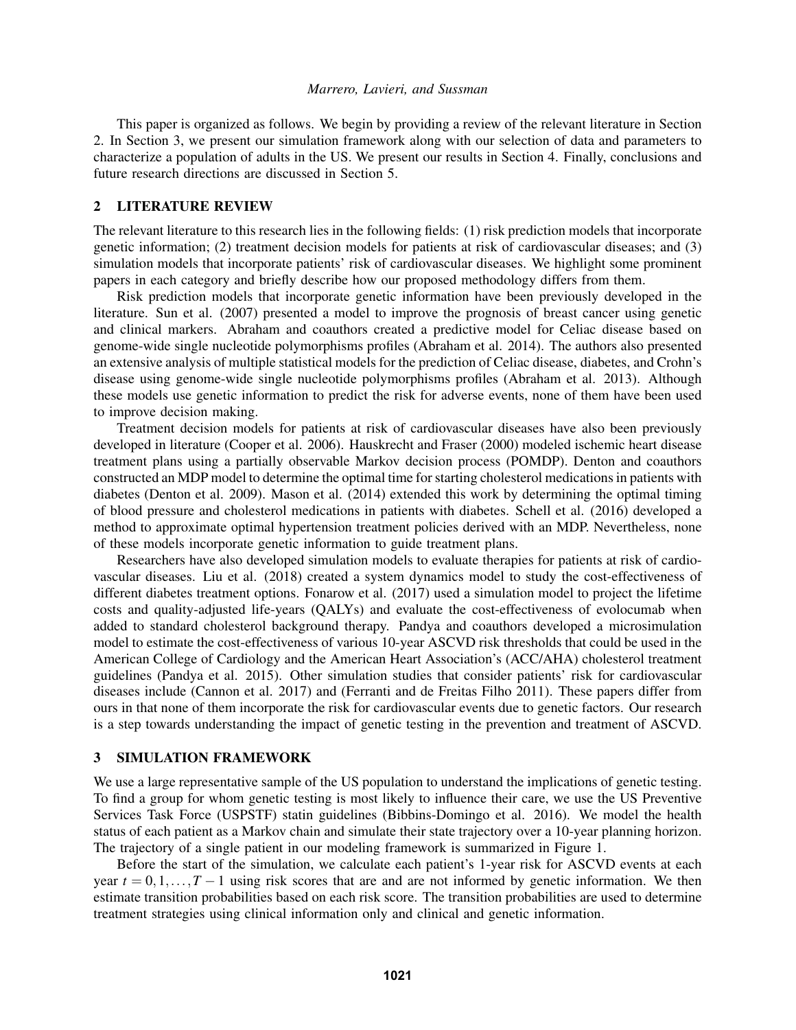This paper is organized as follows. We begin by providing a review of the relevant literature in Section 2. In Section 3, we present our simulation framework along with our selection of data and parameters to characterize a population of adults in the US. We present our results in Section 4. Finally, conclusions and future research directions are discussed in Section 5.

## 2 LITERATURE REVIEW

The relevant literature to this research lies in the following fields: (1) risk prediction models that incorporate genetic information; (2) treatment decision models for patients at risk of cardiovascular diseases; and (3) simulation models that incorporate patients' risk of cardiovascular diseases. We highlight some prominent papers in each category and briefly describe how our proposed methodology differs from them.

Risk prediction models that incorporate genetic information have been previously developed in the literature. Sun et al. (2007) presented a model to improve the prognosis of breast cancer using genetic and clinical markers. Abraham and coauthors created a predictive model for Celiac disease based on genome-wide single nucleotide polymorphisms profiles (Abraham et al. 2014). The authors also presented an extensive analysis of multiple statistical models for the prediction of Celiac disease, diabetes, and Crohn's disease using genome-wide single nucleotide polymorphisms profiles (Abraham et al. 2013). Although these models use genetic information to predict the risk for adverse events, none of them have been used to improve decision making.

Treatment decision models for patients at risk of cardiovascular diseases have also been previously developed in literature (Cooper et al. 2006). Hauskrecht and Fraser (2000) modeled ischemic heart disease treatment plans using a partially observable Markov decision process (POMDP). Denton and coauthors constructed an MDP model to determine the optimal time for starting cholesterol medications in patients with diabetes (Denton et al. 2009). Mason et al. (2014) extended this work by determining the optimal timing of blood pressure and cholesterol medications in patients with diabetes. Schell et al. (2016) developed a method to approximate optimal hypertension treatment policies derived with an MDP. Nevertheless, none of these models incorporate genetic information to guide treatment plans.

Researchers have also developed simulation models to evaluate therapies for patients at risk of cardiovascular diseases. Liu et al. (2018) created a system dynamics model to study the cost-effectiveness of different diabetes treatment options. Fonarow et al. (2017) used a simulation model to project the lifetime costs and quality-adjusted life-years (QALYs) and evaluate the cost-effectiveness of evolocumab when added to standard cholesterol background therapy. Pandya and coauthors developed a microsimulation model to estimate the cost-effectiveness of various 10-year ASCVD risk thresholds that could be used in the American College of Cardiology and the American Heart Association's (ACC/AHA) cholesterol treatment guidelines (Pandya et al. 2015). Other simulation studies that consider patients' risk for cardiovascular diseases include (Cannon et al. 2017) and (Ferranti and de Freitas Filho 2011). These papers differ from ours in that none of them incorporate the risk for cardiovascular events due to genetic factors. Our research is a step towards understanding the impact of genetic testing in the prevention and treatment of ASCVD.

## 3 SIMULATION FRAMEWORK

We use a large representative sample of the US population to understand the implications of genetic testing. To find a group for whom genetic testing is most likely to influence their care, we use the US Preventive Services Task Force (USPSTF) statin guidelines (Bibbins-Domingo et al. 2016). We model the health status of each patient as a Markov chain and simulate their state trajectory over a 10-year planning horizon. The trajectory of a single patient in our modeling framework is summarized in Figure 1.

Before the start of the simulation, we calculate each patient's 1-year risk for ASCVD events at each year $t = 0, 1, \ldots, T-1$ using risk scores that are and are not informed by genetic information. We then estimate transition probabilities based on each risk score. The transition probabilities are used to determine treatment strategies using clinical information only and clinical and genetic information.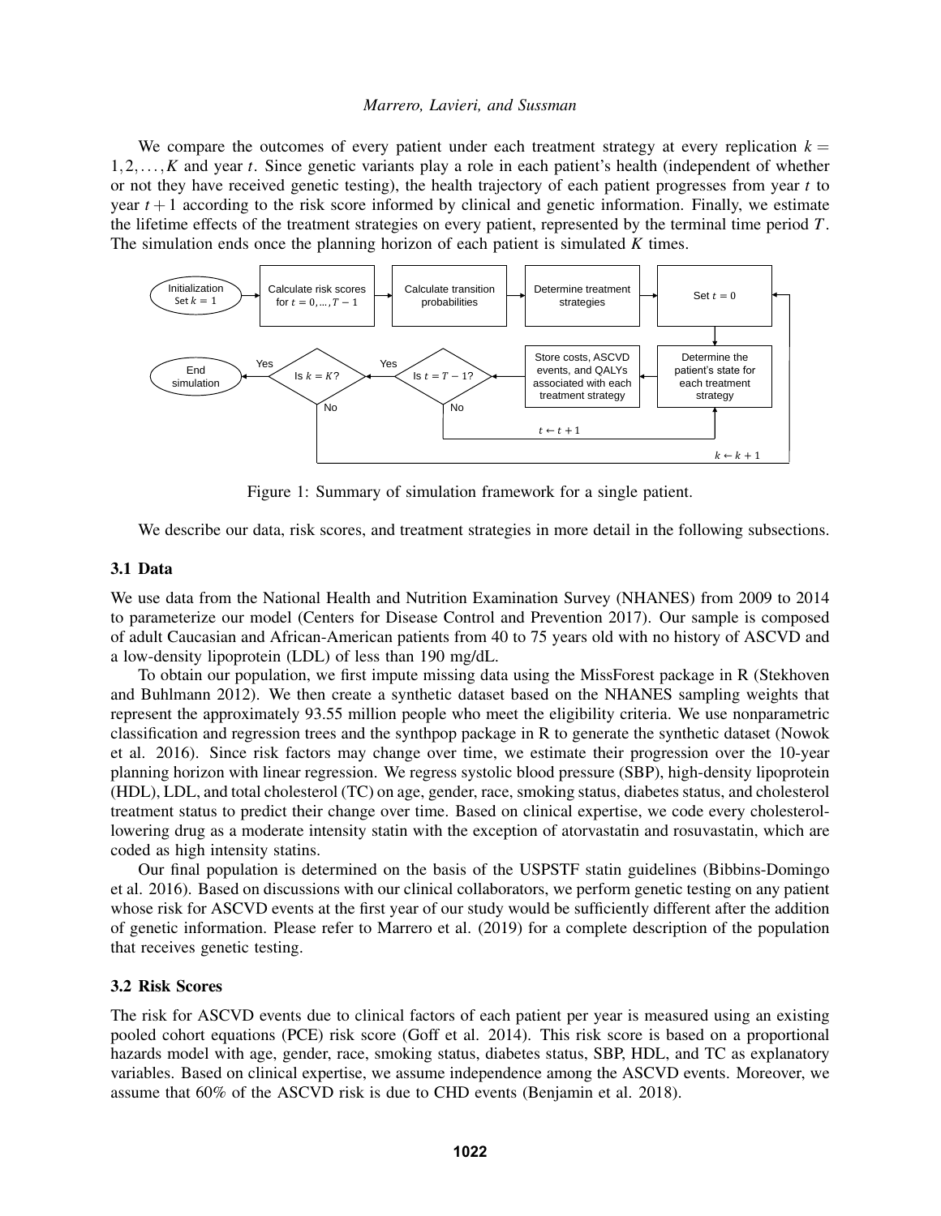We compare the outcomes of every patient under each treatment strategy at every replication $k = 1, 2, \ldots, K$ and year $t$. Since genetic variants play a role in each patient's health (independent of whether or not they have received genetic testing), the health trajectory of each patient progresses from year $t$ to year $t+1$ according to the risk score informed by clinical and genetic information. Finally, we estimate the lifetime effects of the treatment strategies on every patient, represented by the terminal time period $T$. The simulation ends once the planning horizon of each patient is simulated $K$ times.

Figure 1: Summary of simulation framework for a single patient.

We describe our data, risk scores, and treatment strategies in more detail in the following subsections.

### 3.1 Data

We use data from the National Health and Nutrition Examination Survey (NHANES) from 2009 to 2014 to parameterize our model (Centers for Disease Control and Prevention 2017). Our sample is composed of adult Caucasian and African-American patients from 40 to 75 years old with no history of ASCVD and a low-density lipoprotein (LDL) of less than 190 mg/dL.

To obtain our population, we first impute missing data using the MissForest package in R (Stekhoven and Buhlmann 2012). We then create a synthetic dataset based on the NHANES sampling weights that represent the approximately 93.55 million people who meet the eligibility criteria. We use nonparametric classification and regression trees and the synthpop package in R to generate the synthetic dataset (Nowok et al. 2016). Since risk factors may change over time, we estimate their progression over the 10-year planning horizon with linear regression. We regress systolic blood pressure (SBP), high-density lipoprotein (HDL), LDL, and total cholesterol (TC) on age, gender, race, smoking status, diabetes status, and cholesterol treatment status to predict their change over time. Based on clinical expertise, we code every cholesterol-lowering drug as a moderate intensity statin with the exception of atorvastatin and rosuvastatin, which are coded as high intensity statins.

Our final population is determined on the basis of the USPSTF statin guidelines (Bibbins-Domingo et al. 2016). Based on discussions with our clinical collaborators, we perform genetic testing on any patient whose risk for ASCVD events at the first year of our study would be sufficiently different after the addition of genetic information. Please refer to Marrero et al. (2019) for a complete description of the population that receives genetic testing.

### 3.2 Risk Scores

The risk for ASCVD events due to clinical factors of each patient per year is measured using an existing pooled cohort equations (PCE) risk score (Goff et al. 2014). This risk score is based on a proportional hazards model with age, gender, race, smoking status, diabetes status, SBP, HDL, and TC as explanatory variables. Based on clinical expertise, we assume independence among the ASCVD events. Moreover, we assume that 60% of the ASCVD risk is due to CHD events (Benjamin et al. 2018).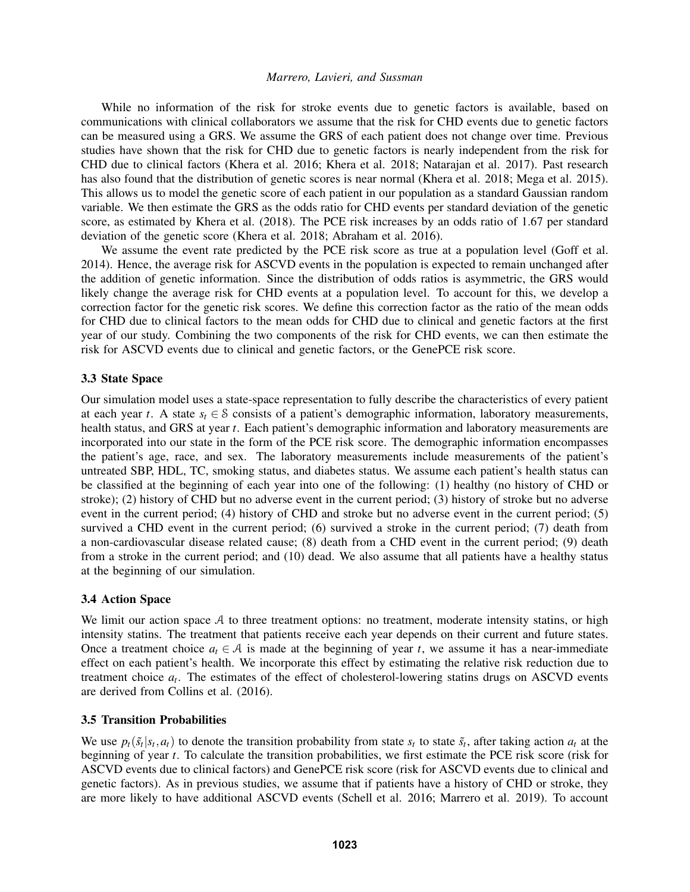While no information of the risk for stroke events due to genetic factors is available, based on communications with clinical collaborators we assume that the risk for CHD events due to genetic factors can be measured using a GRS. We assume the GRS of each patient does not change over time. Previous studies have shown that the risk for CHD due to genetic factors is nearly independent from the risk for CHD due to clinical factors (Khera et al. 2016; Khera et al. 2018; Natarajan et al. 2017). Past research has also found that the distribution of genetic scores is near normal (Khera et al. 2018; Mega et al. 2015). This allows us to model the genetic score of each patient in our population as a standard Gaussian random variable. We then estimate the GRS as the odds ratio for CHD events per standard deviation of the genetic score, as estimated by Khera et al. (2018). The PCE risk increases by an odds ratio of 1.67 per standard deviation of the genetic score (Khera et al. 2018; Abraham et al. 2016).

We assume the event rate predicted by the PCE risk score as true at a population level (Goff et al. 2014). Hence, the average risk for ASCVD events in the population is expected to remain unchanged after the addition of genetic information. Since the distribution of odds ratios is asymmetric, the GRS would likely change the average risk for CHD events at a population level. To account for this, we develop a correction factor for the genetic risk scores. We define this correction factor as the ratio of the mean odds for CHD due to clinical factors to the mean odds for CHD due to clinical and genetic factors at the first year of our study. Combining the two components of the risk for CHD events, we can then estimate the risk for ASCVD events due to clinical and genetic factors, or the GenePCE risk score.

### 3.3 State Space

Our simulation model uses a state-space representation to fully describe the characteristics of every patient at each year $t$. A state $s_t \in \mathcal{S}$ consists of a patient's demographic information, laboratory measurements, health status, and GRS at year $t$. Each patient's demographic information and laboratory measurements are incorporated into our state in the form of the PCE risk score. The demographic information encompasses the patient's age, race, and sex. The laboratory measurements include measurements of the patient's untreated SBP, HDL, TC, smoking status, and diabetes status. We assume each patient's health status can be classified at the beginning of each year into one of the following: (1) healthy (no history of CHD or stroke); (2) history of CHD but no adverse event in the current period; (3) history of stroke but no adverse event in the current period; (4) history of CHD and stroke but no adverse event in the current period; (5) survived a CHD event in the current period; (6) survived a stroke in the current period; (7) death from a non-cardiovascular disease related cause; (8) death from a CHD event in the current period; (9) death from a stroke in the current period; and (10) dead. We also assume that all patients have a healthy status at the beginning of our simulation.

### 3.4 Action Space

We limit our action space $\mathcal{A}$ to three treatment options: no treatment, moderate intensity statins, or high intensity statins. The treatment that patients receive each year depends on their current and future states. Once a treatment choice $a_t \in \mathcal{A}$ is made at the beginning of year $t$, we assume it has a near-immediate effect on each patient's health. We incorporate this effect by estimating the relative risk reduction due to treatment choice $a_t$. The estimates of the effect of cholesterol-lowering statins drugs on ASCVD events are derived from Collins et al. (2016).

### 3.5 Transition Probabilities

We use $p_t(\tilde{s}_t|s_t, a_t)$ to denote the transition probability from state $s_t$ to state $\tilde{s}_t$, after taking action $a_t$ at the beginning of year $t$. To calculate the transition probabilities, we first estimate the PCE risk score (risk for ASCVD events due to clinical factors) and GenePCE risk score (risk for ASCVD events due to clinical and genetic factors). As in previous studies, we assume that if patients have a history of CHD or stroke, they are more likely to have additional ASCVD events (Schell et al. 2016; Marrero et al. 2019). To account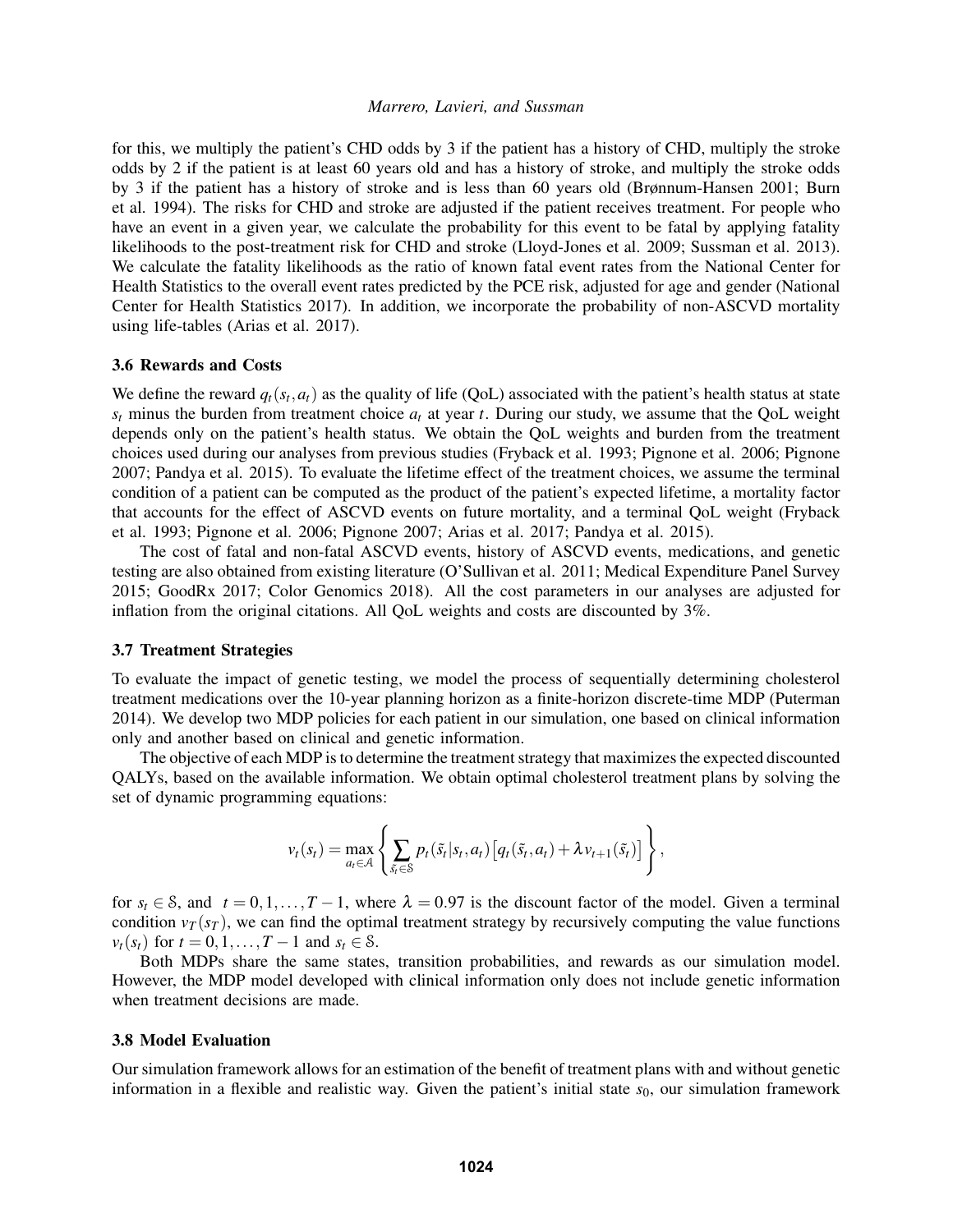for this, we multiply the patient's CHD odds by 3 if the patient has a history of CHD, multiply the stroke odds by 2 if the patient is at least 60 years old and has a history of stroke, and multiply the stroke odds by 3 if the patient has a history of stroke and is less than 60 years old (Brønnum-Hansen 2001; Burn et al. 1994). The risks for CHD and stroke are adjusted if the patient receives treatment. For people who have an event in a given year, we calculate the probability for this event to be fatal by applying fatality likelihoods to the post-treatment risk for CHD and stroke (Lloyd-Jones et al. 2009; Sussman et al. 2013). We calculate the fatality likelihoods as the ratio of known fatal event rates from the National Center for Health Statistics to the overall event rates predicted by the PCE risk, adjusted for age and gender (National Center for Health Statistics 2017). In addition, we incorporate the probability of non-ASCVD mortality using life-tables (Arias et al. 2017).

### 3.6 Rewards and Costs

We define the reward $q_t(s_t, a_t)$ as the quality of life (QoL) associated with the patient's health status at state $s_t$ minus the burden from treatment choice $a_t$ at year $t$. During our study, we assume that the QoL weight depends only on the patient's health status. We obtain the QoL weights and burden from the treatment choices used during our analyses from previous studies (Fryback et al. 1993; Pignone et al. 2006; Pignone 2007; Pandya et al. 2015). To evaluate the lifetime effect of the treatment choices, we assume the terminal condition of a patient can be computed as the product of the patient's expected lifetime, a mortality factor that accounts for the effect of ASCVD events on future mortality, and a terminal QoL weight (Fryback et al. 1993; Pignone et al. 2006; Pignone 2007; Arias et al. 2017; Pandya et al. 2015).

The cost of fatal and non-fatal ASCVD events, history of ASCVD events, medications, and genetic testing are also obtained from existing literature (O'Sullivan et al. 2011; Medical Expenditure Panel Survey 2015; GoodRx 2017; Color Genomics 2018). All the cost parameters in our analyses are adjusted for inflation from the original citations. All QoL weights and costs are discounted by 3%.

### 3.7 Treatment Strategies

To evaluate the impact of genetic testing, we model the process of sequentially determining cholesterol treatment medications over the 10-year planning horizon as a finite-horizon discrete-time MDP (Puterman 2014). We develop two MDP policies for each patient in our simulation, one based on clinical information only and another based on clinical and genetic information.

The objective of each MDP is to determine the treatment strategy that maximizes the expected discounted QALYs, based on the available information. We obtain optimal cholesterol treatment plans by solving the set of dynamic programming equations:

$$v_t(s_t) = \max_{a_t \in \mathcal{A}} \left\{ \sum_{\tilde{s}_t \in \mathcal{S}} p_t(\tilde{s}_t | s_t, a_t) \left[ q_t(\tilde{s}_t, a_t) + \lambda v_{t+1}(\tilde{s}_t) \right] \right\},$$

for $s_t \in \mathcal{S}$, and $t = 0, 1, \ldots, T-1$, where $\lambda = 0.97$ is the discount factor of the model. Given a terminal condition $v_T(s_T)$, we can find the optimal treatment strategy by recursively computing the value functions $v_t(s_t)$ for $t = 0, 1, \ldots, T-1$ and $s_t \in \mathcal{S}$.

Both MDPs share the same states, transition probabilities, and rewards as our simulation model. However, the MDP model developed with clinical information only does not include genetic information when treatment decisions are made.

### 3.8 Model Evaluation

Our simulation framework allows for an estimation of the benefit of treatment plans with and without genetic information in a flexible and realistic way. Given the patient's initial state $s_0$, our simulation framework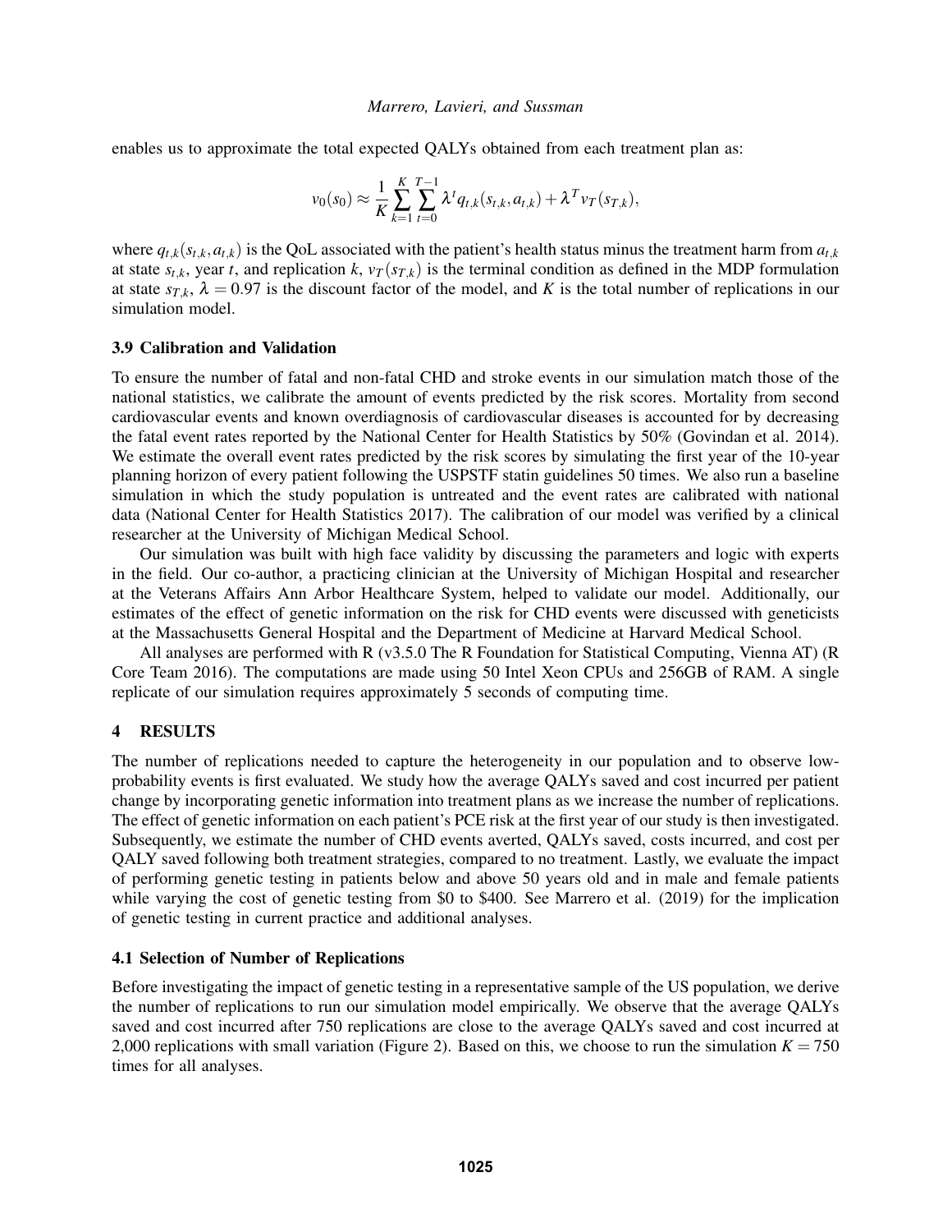enables us to approximate the total expected QALYs obtained from each treatment plan as:

$$v_0(s_0) \approx \frac{1}{K}\sum_{k=1}^{K}\sum_{t=0}^{T-1}\lambda^t q_{t,k}(s_{t,k},a_{t,k}) + \lambda^T v_T(s_{T,k}),$$

where $q_{t,k}(s_{t,k},a_{t,k})$ is the QoL associated with the patient's health status minus the treatment harm from $a_{t,k}$ at state $s_{t,k}$, year $t$, and replication $k$, $v_T(s_{T,k})$ is the terminal condition as defined in the MDP formulation at state $s_{T,k}$, $\lambda = 0.97$ is the discount factor of the model, and $K$ is the total number of replications in our simulation model.

### 3.9 Calibration and Validation

To ensure the number of fatal and non-fatal CHD and stroke events in our simulation match those of the national statistics, we calibrate the amount of events predicted by the risk scores. Mortality from second cardiovascular events and known overdiagnosis of cardiovascular diseases is accounted for by decreasing the fatal event rates reported by the National Center for Health Statistics by 50% (Govindan et al. 2014). We estimate the overall event rates predicted by the risk scores by simulating the first year of the 10-year planning horizon of every patient following the USPSTF statin guidelines 50 times. We also run a baseline simulation in which the study population is untreated and the event rates are calibrated with national data (National Center for Health Statistics 2017). The calibration of our model was verified by a clinical researcher at the University of Michigan Medical School.

Our simulation was built with high face validity by discussing the parameters and logic with experts in the field. Our co-author, a practicing clinician at the University of Michigan Hospital and researcher at the Veterans Affairs Ann Arbor Healthcare System, helped to validate our model. Additionally, our estimates of the effect of genetic information on the risk for CHD events were discussed with geneticists at the Massachusetts General Hospital and the Department of Medicine at Harvard Medical School.

All analyses are performed with R (v3.5.0 The R Foundation for Statistical Computing, Vienna AT) (R Core Team 2016). The computations are made using 50 Intel Xeon CPUs and 256GB of RAM. A single replicate of our simulation requires approximately 5 seconds of computing time.

## 4 RESULTS

The number of replications needed to capture the heterogeneity in our population and to observe low-probability events is first evaluated. We study how the average QALYs saved and cost incurred per patient change by incorporating genetic information into treatment plans as we increase the number of replications. The effect of genetic information on each patient's PCE risk at the first year of our study is then investigated. Subsequently, we estimate the number of CHD events averted, QALYs saved, costs incurred, and cost per QALY saved following both treatment strategies, compared to no treatment. Lastly, we evaluate the impact of performing genetic testing in patients below and above 50 years old and in male and female patients while varying the cost of genetic testing from \$0 to \$400. See Marrero et al. (2019) for the implication of genetic testing in current practice and additional analyses.

### 4.1 Selection of Number of Replications

Before investigating the impact of genetic testing in a representative sample of the US population, we derive the number of replications to run our simulation model empirically. We observe that the average QALYs saved and cost incurred after 750 replications are close to the average QALYs saved and cost incurred at 2,000 replications with small variation (Figure 2). Based on this, we choose to run the simulation $K = 750$ times for all analyses.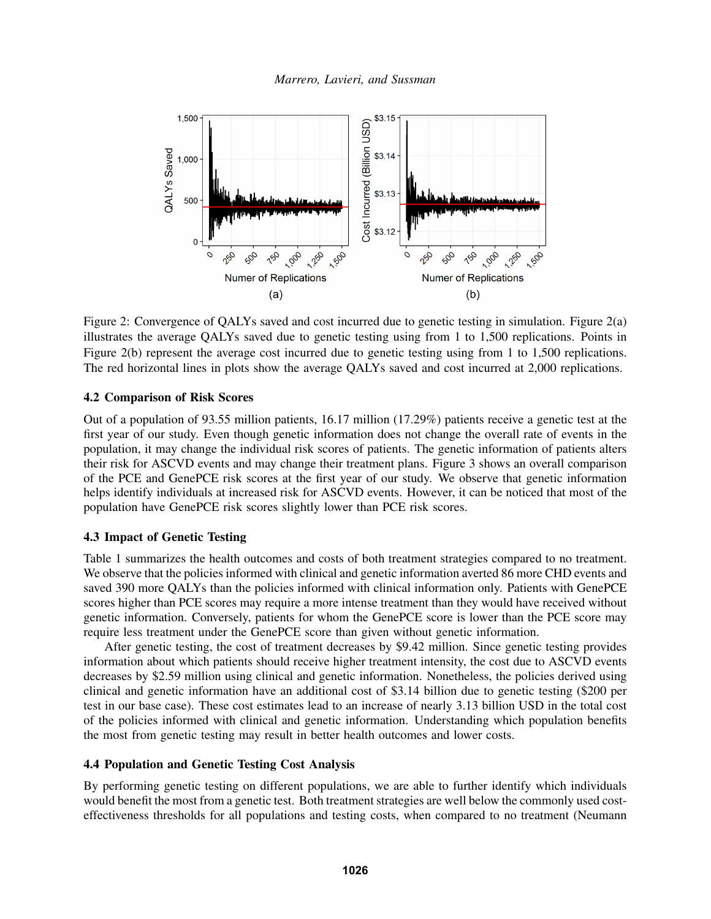Figure 2: Convergence of QALYs saved and cost incurred due to genetic testing in simulation. Figure 2(a) illustrates the average QALYs saved due to genetic testing using from 1 to 1,500 replications. Points in Figure 2(b) represent the average cost incurred due to genetic testing using from 1 to 1,500 replications. The red horizontal lines in plots show the average QALYs saved and cost incurred at 2,000 replications.

### 4.2 Comparison of Risk Scores

Out of a population of 93.55 million patients, 16.17 million (17.29%) patients receive a genetic test at the first year of our study. Even though genetic information does not change the overall rate of events in the population, it may change the individual risk scores of patients. The genetic information of patients alters their risk for ASCVD events and may change their treatment plans. Figure 3 shows an overall comparison of the PCE and GenePCE risk scores at the first year of our study. We observe that genetic information helps identify individuals at increased risk for ASCVD events. However, it can be noticed that most of the population have GenePCE risk scores slightly lower than PCE risk scores.

### 4.3 Impact of Genetic Testing

Table 1 summarizes the health outcomes and costs of both treatment strategies compared to no treatment. We observe that the policies informed with clinical and genetic information averted 86 more CHD events and saved 390 more QALYs than the policies informed with clinical information only. Patients with GenePCE scores higher than PCE scores may require a more intense treatment than they would have received without genetic information. Conversely, patients for whom the GenePCE score is lower than the PCE score may require less treatment under the GenePCE score than given without genetic information.

After genetic testing, the cost of treatment decreases by $9.42 million. Since genetic testing provides information about which patients should receive higher treatment intensity, the cost due to ASCVD events decreases by $2.59 million using clinical and genetic information. Nonetheless, the policies derived using clinical and genetic information have an additional cost of $3.14 billion due to genetic testing ($200 per test in our base case). These cost estimates lead to an increase of nearly 3.13 billion USD in the total cost of the policies informed with clinical and genetic information. Understanding which population benefits the most from genetic testing may result in better health outcomes and lower costs.

### 4.4 Population and Genetic Testing Cost Analysis

By performing genetic testing on different populations, we are able to further identify which individuals would benefit the most from a genetic test. Both treatment strategies are well below the commonly used cost-effectiveness thresholds for all populations and testing costs, when compared to no treatment (Neumann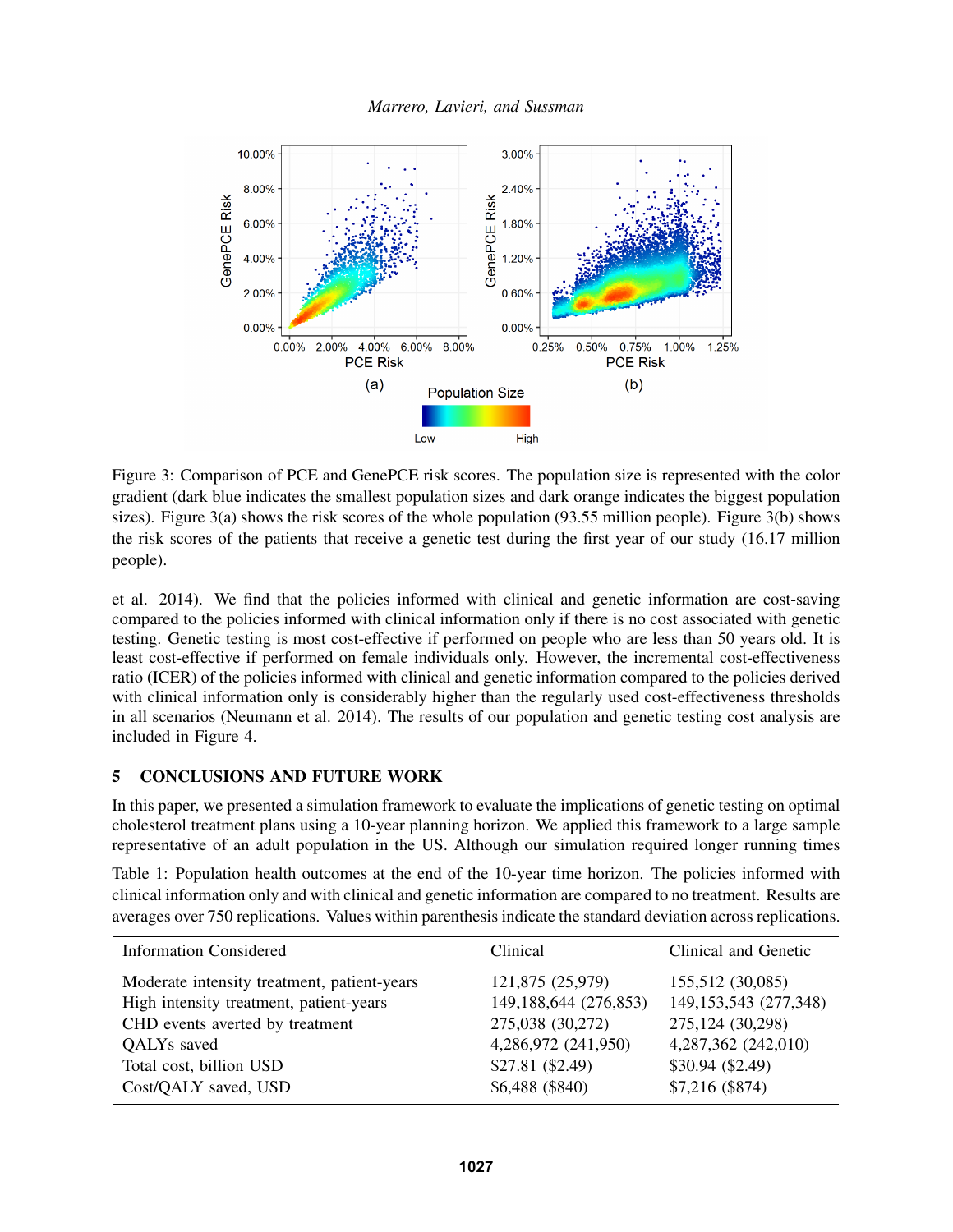Figure 3: Comparison of PCE and GenePCE risk scores. The population size is represented with the color gradient (dark blue indicates the smallest population sizes and dark orange indicates the biggest population sizes). Figure 3(a) shows the risk scores of the whole population (93.55 million people). Figure 3(b) shows the risk scores of the patients that receive a genetic test during the first year of our study (16.17 million people).

et al. 2014). We find that the policies informed with clinical and genetic information are cost-saving compared to the policies informed with clinical information only if there is no cost associated with genetic testing. Genetic testing is most cost-effective if performed on people who are less than 50 years old. It is least cost-effective if performed on female individuals only. However, the incremental cost-effectiveness ratio (ICER) of the policies informed with clinical and genetic information compared to the policies derived with clinical information only is considerably higher than the regularly used cost-effectiveness thresholds in all scenarios (Neumann et al. 2014). The results of our population and genetic testing cost analysis are included in Figure 4.

## 5 CONCLUSIONS AND FUTURE WORK

In this paper, we presented a simulation framework to evaluate the implications of genetic testing on optimal cholesterol treatment plans using a 10-year planning horizon. We applied this framework to a large sample representative of an adult population in the US. Although our simulation required longer running times

Table 1: Population health outcomes at the end of the 10-year time horizon. The policies informed with clinical information only and with clinical and genetic information are compared to no treatment. Results are averages over 750 replications. Values within parenthesis indicate the standard deviation across replications.

| Information Considered | Clinical | Clinical and Genetic |
|---|---|---|
| Moderate intensity treatment, patient-years | 121,875 (25,979) | 155,512 (30,085) |
| High intensity treatment, patient-years | 149,188,644 (276,853) | 149,153,543 (277,348) |
| CHD events averted by treatment | 275,038 (30,272) | 275,124 (30,298) |
| QALYs saved | 4,286,972 (241,950) | 4,287,362 (242,010) |
| Total cost, billion USD | $27.81 ($2.49) | $30.94 ($2.49) |
| Cost/QALY saved, USD | $6,488 ($840) | $7,216 ($874) |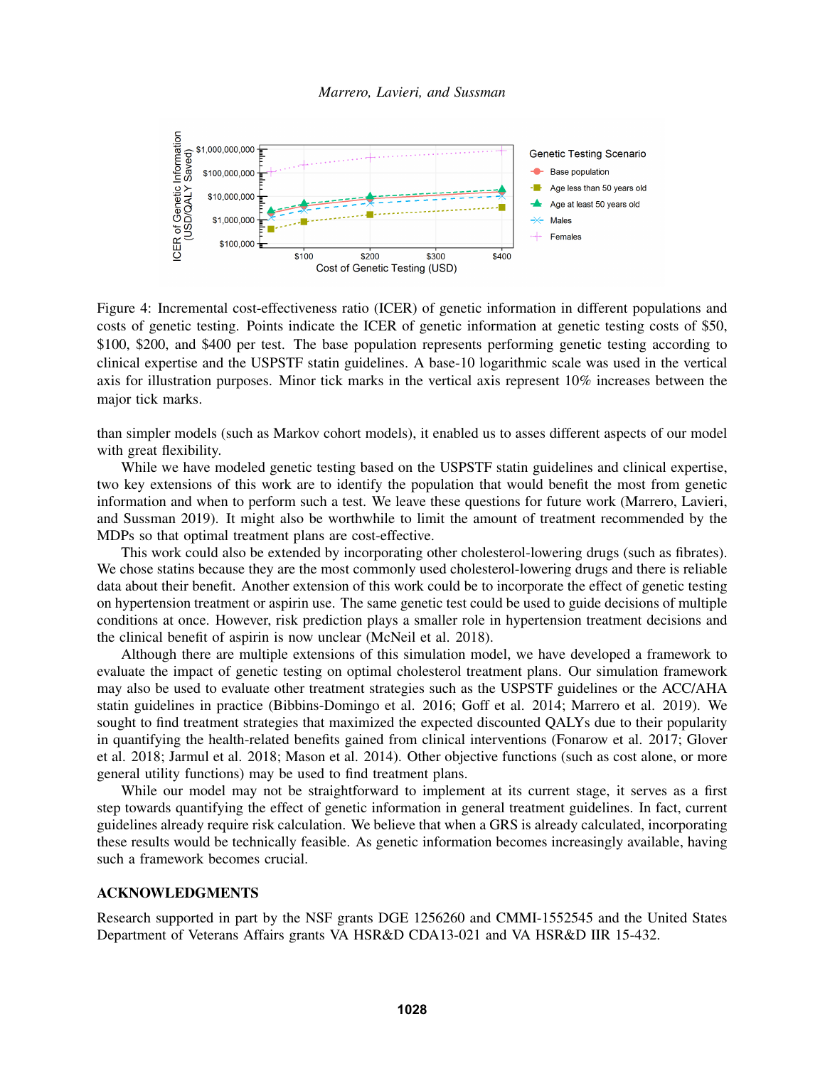Figure 4: Incremental cost-effectiveness ratio (ICER) of genetic information in different populations and costs of genetic testing. Points indicate the ICER of genetic information at genetic testing costs of $50, $100, $200, and $400 per test. The base population represents performing genetic testing according to clinical expertise and the USPSTF statin guidelines. A base-10 logarithmic scale was used in the vertical axis for illustration purposes. Minor tick marks in the vertical axis represent 10% increases between the major tick marks.

than simpler models (such as Markov cohort models), it enabled us to asses different aspects of our model with great flexibility.

While we have modeled genetic testing based on the USPSTF statin guidelines and clinical expertise, two key extensions of this work are to identify the population that would benefit the most from genetic information and when to perform such a test. We leave these questions for future work (Marrero, Lavieri, and Sussman 2019). It might also be worthwhile to limit the amount of treatment recommended by the MDPs so that optimal treatment plans are cost-effective.

This work could also be extended by incorporating other cholesterol-lowering drugs (such as fibrates). We chose statins because they are the most commonly used cholesterol-lowering drugs and there is reliable data about their benefit. Another extension of this work could be to incorporate the effect of genetic testing on hypertension treatment or aspirin use. The same genetic test could be used to guide decisions of multiple conditions at once. However, risk prediction plays a smaller role in hypertension treatment decisions and the clinical benefit of aspirin is now unclear (McNeil et al. 2018).

Although there are multiple extensions of this simulation model, we have developed a framework to evaluate the impact of genetic testing on optimal cholesterol treatment plans. Our simulation framework may also be used to evaluate other treatment strategies such as the USPSTF guidelines or the ACC/AHA statin guidelines in practice (Bibbins-Domingo et al. 2016; Goff et al. 2014; Marrero et al. 2019). We sought to find treatment strategies that maximized the expected discounted QALYs due to their popularity in quantifying the health-related benefits gained from clinical interventions (Fonarow et al. 2017; Glover et al. 2018; Jarmul et al. 2018; Mason et al. 2014). Other objective functions (such as cost alone, or more general utility functions) may be used to find treatment plans.

While our model may not be straightforward to implement at its current stage, it serves as a first step towards quantifying the effect of genetic information in general treatment guidelines. In fact, current guidelines already require risk calculation. We believe that when a GRS is already calculated, incorporating these results would be technically feasible. As genetic information becomes increasingly available, having such a framework becomes crucial.

## ACKNOWLEDGMENTS

Research supported in part by the NSF grants DGE 1256260 and CMMI-1552545 and the United States Department of Veterans Affairs grants VA HSR&D CDA13-021 and VA HSR&D IIR 15-432.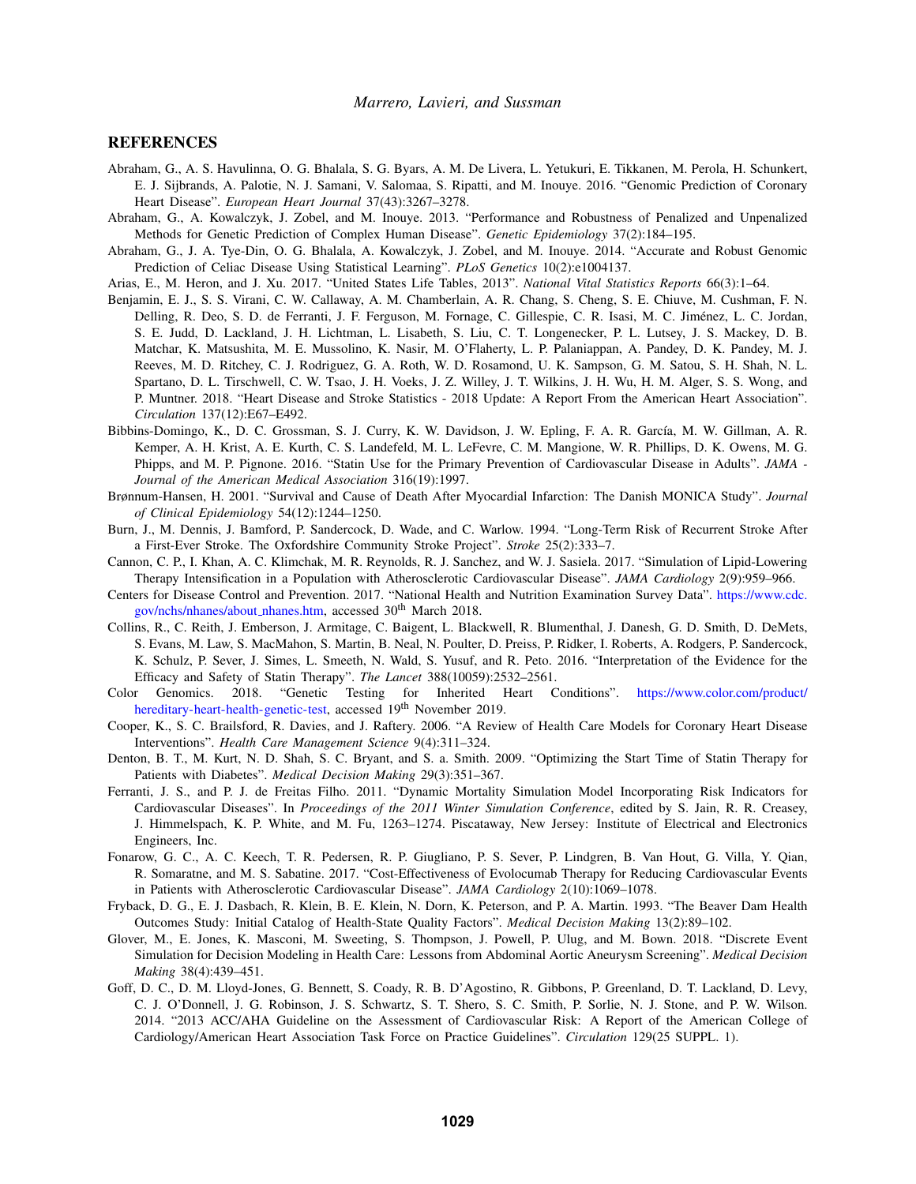## REFERENCES

Abraham, G., A. S. Havulinna, O. G. Bhalala, S. G. Byars, A. M. De Livera, L. Yetukuri, E. Tikkanen, M. Perola, H. Schunkert, E. J. Sijbrands, A. Palotie, N. J. Samani, V. Salomaa, S. Ripatti, and M. Inouye. 2016. "Genomic Prediction of Coronary Heart Disease". *European Heart Journal* 37(43):3267–3278.

Abraham, G., A. Kowalczyk, J. Zobel, and M. Inouye. 2013. "Performance and Robustness of Penalized and Unpenalized Methods for Genetic Prediction of Complex Human Disease". *Genetic Epidemiology* 37(2):184–195.

Abraham, G., J. A. Tye-Din, O. G. Bhalala, A. Kowalczyk, J. Zobel, and M. Inouye. 2014. "Accurate and Robust Genomic Prediction of Celiac Disease Using Statistical Learning". *PLoS Genetics* 10(2):e1004137.

Arias, E., M. Heron, and J. Xu. 2017. "United States Life Tables, 2013". *National Vital Statistics Reports* 66(3):1–64.

Benjamin, E. J., S. S. Virani, C. W. Callaway, A. M. Chamberlain, A. R. Chang, S. Cheng, S. E. Chiuve, M. Cushman, F. N. Delling, R. Deo, S. D. de Ferranti, J. F. Ferguson, M. Fornage, C. Gillespie, C. R. Isasi, M. C. Jiménez, L. C. Jordan, S. E. Judd, D. Lackland, J. H. Lichtman, L. Lisabeth, S. Liu, C. T. Longenecker, P. L. Lutsey, J. S. Mackey, D. B. Matchar, K. Matsushita, M. E. Mussolino, K. Nasir, M. O'Flaherty, L. P. Palaniappan, A. Pandey, D. K. Pandey, M. J. Reeves, M. D. Ritchey, C. J. Rodriguez, G. A. Roth, W. D. Rosamond, U. K. Sampson, G. M. Satou, S. H. Shah, N. L. Spartano, D. L. Tirschwell, C. W. Tsao, J. H. Voeks, J. Z. Willey, J. T. Wilkins, J. H. Wu, H. M. Alger, S. S. Wong, and P. Muntner. 2018. "Heart Disease and Stroke Statistics - 2018 Update: A Report From the American Heart Association". *Circulation* 137(12):E67–E492.

Bibbins-Domingo, K., D. C. Grossman, S. J. Curry, K. W. Davidson, J. W. Epling, F. A. R. García, M. W. Gillman, A. R. Kemper, A. H. Krist, A. E. Kurth, C. S. Landefeld, M. L. LeFevre, C. M. Mangione, W. R. Phillips, D. K. Owens, M. G. Phipps, and M. P. Pignone. 2016. "Statin Use for the Primary Prevention of Cardiovascular Disease in Adults". *JAMA - Journal of the American Medical Association* 316(19):1997.

Brønnum-Hansen, H. 2001. "Survival and Cause of Death After Myocardial Infarction: The Danish MONICA Study". *Journal of Clinical Epidemiology* 54(12):1244–1250.

Burn, J., M. Dennis, J. Bamford, P. Sandercock, D. Wade, and C. Warlow. 1994. "Long-Term Risk of Recurrent Stroke After a First-Ever Stroke. The Oxfordshire Community Stroke Project". *Stroke* 25(2):333–7.

Cannon, C. P., I. Khan, A. C. Klimchak, M. R. Reynolds, R. J. Sanchez, and W. J. Sasiela. 2017. "Simulation of Lipid-Lowering Therapy Intensification in a Population with Atherosclerotic Cardiovascular Disease". *JAMA Cardiology* 2(9):959–966.

Centers for Disease Control and Prevention. 2017. "National Health and Nutrition Examination Survey Data". https://www.cdc.gov/nchs/nhanes/about_nhanes.htm, accessed 30th March 2018.

Collins, R., C. Reith, J. Emberson, J. Armitage, C. Baigent, L. Blackwell, R. Blumenthal, J. Danesh, G. D. Smith, D. DeMets, S. Evans, M. Law, S. MacMahon, S. Martin, B. Neal, N. Poulter, D. Preiss, P. Ridker, I. Roberts, A. Rodgers, P. Sandercock, K. Schulz, P. Sever, J. Simes, L. Smeeth, N. Wald, S. Yusuf, and R. Peto. 2016. "Interpretation of the Evidence for the Efficacy and Safety of Statin Therapy". *The Lancet* 388(10059):2532–2561.

Color Genomics. 2018. "Genetic Testing for Inherited Heart Conditions". https://www.color.com/product/hereditary-heart-health-genetic-test, accessed 19th November 2019.

Cooper, K., S. C. Brailsford, R. Davies, and J. Raftery. 2006. "A Review of Health Care Models for Coronary Heart Disease Interventions". *Health Care Management Science* 9(4):311–324.

Denton, B. T., M. Kurt, N. D. Shah, S. C. Bryant, and S. a. Smith. 2009. "Optimizing the Start Time of Statin Therapy for Patients with Diabetes". *Medical Decision Making* 29(3):351–367.

Ferranti, J. S., and P. J. de Freitas Filho. 2011. "Dynamic Mortality Simulation Model Incorporating Risk Indicators for Cardiovascular Diseases". In *Proceedings of the 2011 Winter Simulation Conference*, edited by S. Jain, R. R. Creasey, J. Himmelspach, K. P. White, and M. Fu, 1263–1274. Piscataway, New Jersey: Institute of Electrical and Electronics Engineers, Inc.

Fonarow, G. C., A. C. Keech, T. R. Pedersen, R. P. Giugliano, P. S. Sever, P. Lindgren, B. Van Hout, G. Villa, Y. Qian, R. Somaratne, and M. S. Sabatine. 2017. "Cost-Effectiveness of Evolocumab Therapy for Reducing Cardiovascular Events in Patients with Atherosclerotic Cardiovascular Disease". *JAMA Cardiology* 2(10):1069–1078.

Fryback, D. G., E. J. Dasbach, R. Klein, B. E. Klein, N. Dorn, K. Peterson, and P. A. Martin. 1993. "The Beaver Dam Health Outcomes Study: Initial Catalog of Health-State Quality Factors". *Medical Decision Making* 13(2):89–102.

Glover, M., E. Jones, K. Masconi, M. Sweeting, S. Thompson, J. Powell, P. Ulug, and M. Bown. 2018. "Discrete Event Simulation for Decision Modeling in Health Care: Lessons from Abdominal Aortic Aneurysm Screening". *Medical Decision Making* 38(4):439–451.

Goff, D. C., D. M. Lloyd-Jones, G. Bennett, S. Coady, R. B. D'Agostino, R. Gibbons, P. Greenland, D. T. Lackland, D. Levy, C. J. O'Donnell, J. G. Robinson, J. S. Schwartz, S. T. Shero, S. C. Smith, P. Sorlie, N. J. Stone, and P. W. Wilson. 2014. "2013 ACC/AHA Guideline on the Assessment of Cardiovascular Risk: A Report of the American College of Cardiology/American Heart Association Task Force on Practice Guidelines". *Circulation* 129(25 SUPPL. 1).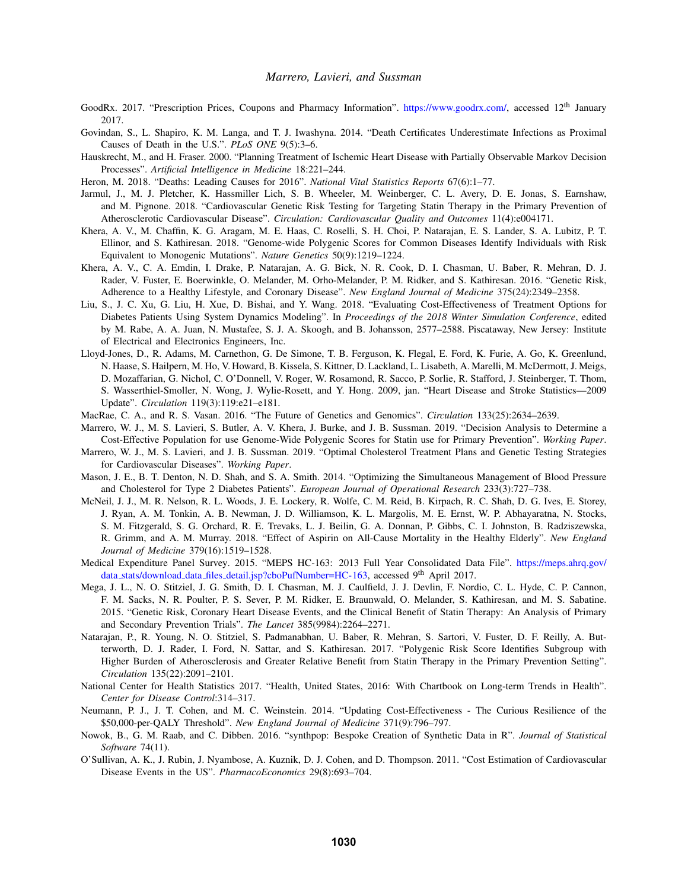GoodRx. 2017. "Prescription Prices, Coupons and Pharmacy Information". https://www.goodrx.com/, accessed 12th January 2017.

Govindan, S., L. Shapiro, K. M. Langa, and T. J. Iwashyna. 2014. "Death Certificates Underestimate Infections as Proximal Causes of Death in the U.S.". *PLoS ONE* 9(5):3–6.

Hauskrecht, M., and H. Fraser. 2000. "Planning Treatment of Ischemic Heart Disease with Partially Observable Markov Decision Processes". *Artificial Intelligence in Medicine* 18:221–244.

Heron, M. 2018. "Deaths: Leading Causes for 2016". *National Vital Statistics Reports* 67(6):1–77.

Jarmul, J., M. J. Pletcher, K. Hassmiller Lich, S. B. Wheeler, M. Weinberger, C. L. Avery, D. E. Jonas, S. Earnshaw, and M. Pignone. 2018. "Cardiovascular Genetic Risk Testing for Targeting Statin Therapy in the Primary Prevention of Atherosclerotic Cardiovascular Disease". *Circulation: Cardiovascular Quality and Outcomes* 11(4):e004171.

Khera, A. V., M. Chaffin, K. G. Aragam, M. E. Haas, C. Roselli, S. H. Choi, P. Natarajan, E. S. Lander, S. A. Lubitz, P. T. Ellinor, and S. Kathiresan. 2018. "Genome-wide Polygenic Scores for Common Diseases Identify Individuals with Risk Equivalent to Monogenic Mutations". *Nature Genetics* 50(9):1219–1224.

Khera, A. V., C. A. Emdin, I. Drake, P. Natarajan, A. G. Bick, N. R. Cook, D. I. Chasman, U. Baber, R. Mehran, D. J. Rader, V. Fuster, E. Boerwinkle, O. Melander, M. Orho-Melander, P. M. Ridker, and S. Kathiresan. 2016. "Genetic Risk, Adherence to a Healthy Lifestyle, and Coronary Disease". *New England Journal of Medicine* 375(24):2349–2358.

Liu, S., J. C. Xu, G. Liu, H. Xue, D. Bishai, and Y. Wang. 2018. "Evaluating Cost-Effectiveness of Treatment Options for Diabetes Patients Using System Dynamics Modeling". In *Proceedings of the 2018 Winter Simulation Conference*, edited by M. Rabe, A. A. Juan, N. Mustafee, S. J. A. Skoogh, and B. Johansson, 2577–2588. Piscataway, New Jersey: Institute of Electrical and Electronics Engineers, Inc.

Lloyd-Jones, D., R. Adams, M. Carnethon, G. De Simone, T. B. Ferguson, K. Flegal, E. Ford, K. Furie, A. Go, K. Greenlund, N. Haase, S. Hailpern, M. Ho, V. Howard, B. Kissela, S. Kittner, D. Lackland, L. Lisabeth, A. Marelli, M. McDermott, J. Meigs, D. Mozaffarian, G. Nichol, C. O'Donnell, V. Roger, W. Rosamond, R. Sacco, P. Sorlie, R. Stafford, J. Steinberger, T. Thom, S. Wasserthiel-Smoller, N. Wong, J. Wylie-Rosett, and Y. Hong. 2009, jan. "Heart Disease and Stroke Statistics—2009 Update". *Circulation* 119(3):119:e21–e181.

MacRae, C. A., and R. S. Vasan. 2016. "The Future of Genetics and Genomics". *Circulation* 133(25):2634–2639.

Marrero, W. J., M. S. Lavieri, S. Butler, A. V. Khera, J. Burke, and J. B. Sussman. 2019. "Decision Analysis to Determine a Cost-Effective Population for use Genome-Wide Polygenic Scores for Statin use for Primary Prevention". *Working Paper*.

Marrero, W. J., M. S. Lavieri, and J. B. Sussman. 2019. "Optimal Cholesterol Treatment Plans and Genetic Testing Strategies for Cardiovascular Diseases". *Working Paper*.

Mason, J. E., B. T. Denton, N. D. Shah, and S. A. Smith. 2014. "Optimizing the Simultaneous Management of Blood Pressure and Cholesterol for Type 2 Diabetes Patients". *European Journal of Operational Research* 233(3):727–738.

McNeil, J. J., M. R. Nelson, R. L. Woods, J. E. Lockery, R. Wolfe, C. M. Reid, B. Kirpach, R. C. Shah, D. G. Ives, E. Storey, J. Ryan, A. M. Tonkin, A. B. Newman, J. D. Williamson, K. L. Margolis, M. E. Ernst, W. P. Abhayaratna, N. Stocks, S. M. Fitzgerald, S. G. Orchard, R. E. Trevaks, L. J. Beilin, G. A. Donnan, P. Gibbs, C. I. Johnston, B. Radziszewska, R. Grimm, and A. M. Murray. 2018. "Effect of Aspirin on All-Cause Mortality in the Healthy Elderly". *New England Journal of Medicine* 379(16):1519–1528.

Medical Expenditure Panel Survey. 2015. "MEPS HC-163: 2013 Full Year Consolidated Data File". https://meps.ahrq.gov/data_stats/download_data_files_detail.jsp?cboPufNumber=HC-163, accessed 9th April 2017.

Mega, J. L., N. O. Stitziel, J. G. Smith, D. I. Chasman, M. J. Caulfield, J. J. Devlin, F. Nordio, C. L. Hyde, C. P. Cannon, F. M. Sacks, N. R. Poulter, P. S. Sever, P. M. Ridker, E. Braunwald, O. Melander, S. Kathiresan, and M. S. Sabatine. 2015. "Genetic Risk, Coronary Heart Disease Events, and the Clinical Benefit of Statin Therapy: An Analysis of Primary and Secondary Prevention Trials". *The Lancet* 385(9984):2264–2271.

Natarajan, P., R. Young, N. O. Stitziel, S. Padmanabhan, U. Baber, R. Mehran, S. Sartori, V. Fuster, D. F. Reilly, A. Butterworth, D. J. Rader, I. Ford, N. Sattar, and S. Kathiresan. 2017. "Polygenic Risk Score Identifies Subgroup with Higher Burden of Atherosclerosis and Greater Relative Benefit from Statin Therapy in the Primary Prevention Setting". *Circulation* 135(22):2091–2101.

National Center for Health Statistics 2017. "Health, United States, 2016: With Chartbook on Long-term Trends in Health". *Center for Disease Control*:314–317.

Neumann, P. J., J. T. Cohen, and M. C. Weinstein. 2014. "Updating Cost-Effectiveness - The Curious Resilience of the \$50,000-per-QALY Threshold". *New England Journal of Medicine* 371(9):796–797.

Nowok, B., G. M. Raab, and C. Dibben. 2016. "synthpop: Bespoke Creation of Synthetic Data in R". *Journal of Statistical Software* 74(11).

O'Sullivan, A. K., J. Rubin, J. Nyambose, A. Kuznik, D. J. Cohen, and D. Thompson. 2011. "Cost Estimation of Cardiovascular Disease Events in the US". *PharmacoEconomics* 29(8):693–704.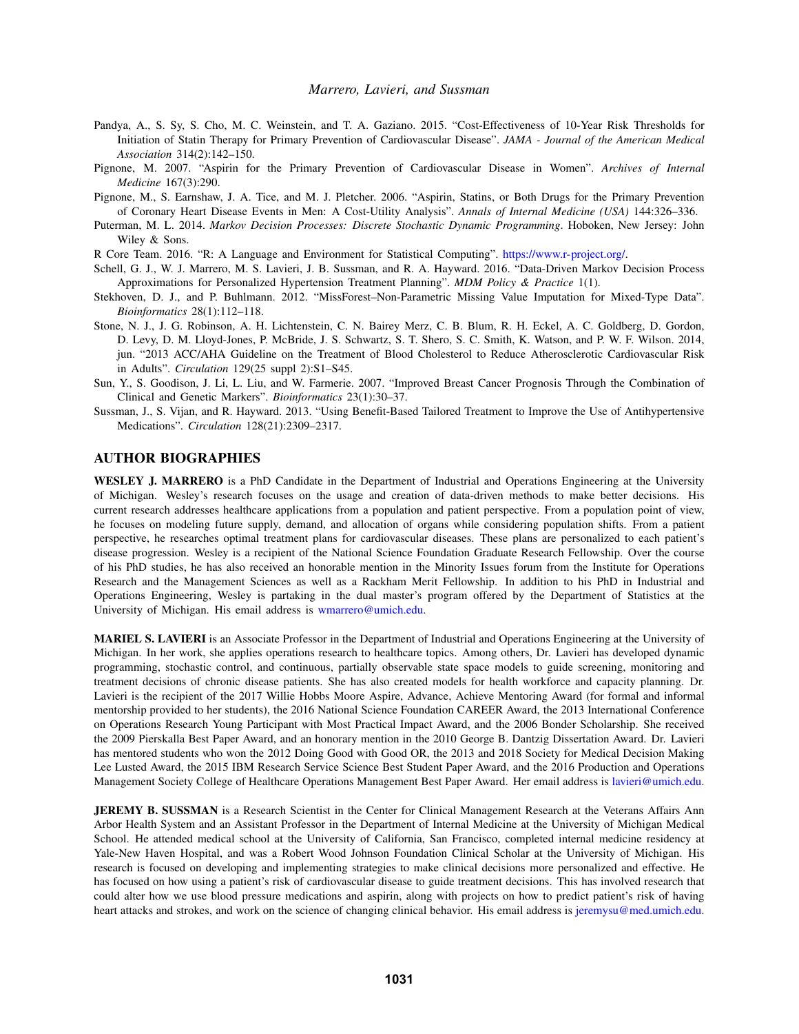Pandya, A., S. Sy, S. Cho, M. C. Weinstein, and T. A. Gaziano. 2015. "Cost-Effectiveness of 10-Year Risk Thresholds for Initiation of Statin Therapy for Primary Prevention of Cardiovascular Disease". *JAMA - Journal of the American Medical Association* 314(2):142–150.

Pignone, M. 2007. "Aspirin for the Primary Prevention of Cardiovascular Disease in Women". *Archives of Internal Medicine* 167(3):290.

Pignone, M., S. Earnshaw, J. A. Tice, and M. J. Pletcher. 2006. "Aspirin, Statins, or Both Drugs for the Primary Prevention of Coronary Heart Disease Events in Men: A Cost-Utility Analysis". *Annals of Internal Medicine (USA)* 144:326–336.

Puterman, M. L. 2014. *Markov Decision Processes: Discrete Stochastic Dynamic Programming*. Hoboken, New Jersey: John Wiley & Sons.

R Core Team. 2016. "R: A Language and Environment for Statistical Computing". https://www.r-project.org/.

Schell, G. J., W. J. Marrero, M. S. Lavieri, J. B. Sussman, and R. A. Hayward. 2016. "Data-Driven Markov Decision Process Approximations for Personalized Hypertension Treatment Planning". *MDM Policy & Practice* 1(1).

Stekhoven, D. J., and P. Buhlmann. 2012. "MissForest–Non-Parametric Missing Value Imputation for Mixed-Type Data". *Bioinformatics* 28(1):112–118.

Stone, N. J., J. G. Robinson, A. H. Lichtenstein, C. N. Bairey Merz, C. B. Blum, R. H. Eckel, A. C. Goldberg, D. Gordon, D. Levy, D. M. Lloyd-Jones, P. McBride, J. S. Schwartz, S. T. Shero, S. C. Smith, K. Watson, and P. W. F. Wilson. 2014, jun. "2013 ACC/AHA Guideline on the Treatment of Blood Cholesterol to Reduce Atherosclerotic Cardiovascular Risk in Adults". *Circulation* 129(25 suppl 2):S1–S45.

Sun, Y., S. Goodison, J. Li, L. Liu, and W. Farmerie. 2007. "Improved Breast Cancer Prognosis Through the Combination of Clinical and Genetic Markers". *Bioinformatics* 23(1):30–37.

Sussman, J., S. Vijan, and R. Hayward. 2013. "Using Benefit-Based Tailored Treatment to Improve the Use of Antihypertensive Medications". *Circulation* 128(21):2309–2317.

## AUTHOR BIOGRAPHIES

**WESLEY J. MARRERO** is a PhD Candidate in the Department of Industrial and Operations Engineering at the University of Michigan. Wesley's research focuses on the usage and creation of data-driven methods to make better decisions. His current research addresses healthcare applications from a population and patient perspective. From a population point of view, he focuses on modeling future supply, demand, and allocation of organs while considering population shifts. From a patient perspective, he researches optimal treatment plans for cardiovascular diseases. These plans are personalized to each patient's disease progression. Wesley is a recipient of the National Science Foundation Graduate Research Fellowship. Over the course of his PhD studies, he has also received an honorable mention in the Minority Issues forum from the Institute for Operations Research and the Management Sciences as well as a Rackham Merit Fellowship. In addition to his PhD in Industrial and Operations Engineering, Wesley is partaking in the dual master's program offered by the Department of Statistics at the University of Michigan. His email address is wmarrero@umich.edu.

**MARIEL S. LAVIERI** is an Associate Professor in the Department of Industrial and Operations Engineering at the University of Michigan. In her work, she applies operations research to healthcare topics. Among others, Dr. Lavieri has developed dynamic programming, stochastic control, and continuous, partially observable state space models to guide screening, monitoring and treatment decisions of chronic disease patients. She has also created models for health workforce and capacity planning. Dr. Lavieri is the recipient of the 2017 Willie Hobbs Moore Aspire, Advance, Achieve Mentoring Award (for formal and informal mentorship provided to her students), the 2016 National Science Foundation CAREER Award, the 2013 International Conference on Operations Research Young Participant with Most Practical Impact Award, and the 2006 Bonder Scholarship. She received the 2009 Pierskalla Best Paper Award, and an honorary mention in the 2010 George B. Dantzig Dissertation Award. Dr. Lavieri has mentored students who won the 2012 Doing Good with Good OR, the 2013 and 2018 Society for Medical Decision Making Lee Lusted Award, the 2015 IBM Research Service Science Best Student Paper Award, and the 2016 Production and Operations Management Society College of Healthcare Operations Management Best Paper Award. Her email address is lavieri@umich.edu.

**JEREMY B. SUSSMAN** is a Research Scientist in the Center for Clinical Management Research at the Veterans Affairs Ann Arbor Health System and an Assistant Professor in the Department of Internal Medicine at the University of Michigan Medical School. He attended medical school at the University of California, San Francisco, completed internal medicine residency at Yale-New Haven Hospital, and was a Robert Wood Johnson Foundation Clinical Scholar at the University of Michigan. His research is focused on developing and implementing strategies to make clinical decisions more personalized and effective. He has focused on how using a patient's risk of cardiovascular disease to guide treatment decisions. This has involved research that could alter how we use blood pressure medications and aspirin, along with projects on how to predict patient's risk of having heart attacks and strokes, and work on the science of changing clinical behavior. His email address is jeremysu@med.umich.edu.